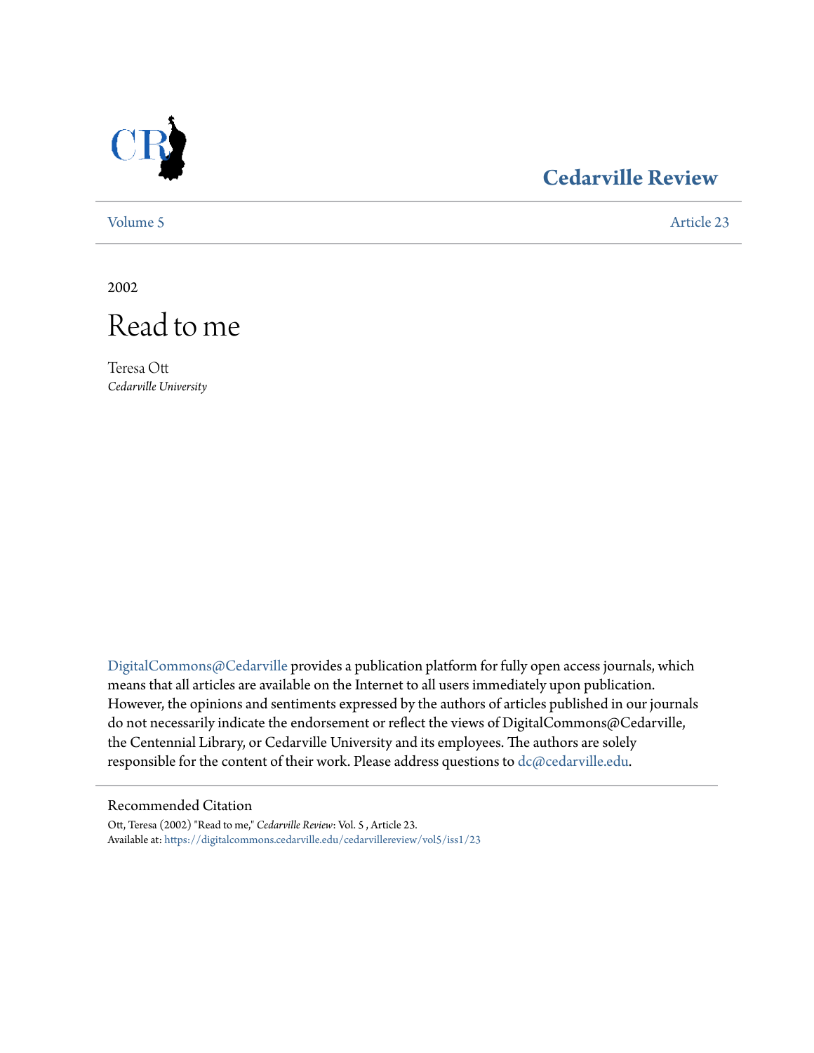# Cedarville Review

Volume 5 | Article 23

2002

# Read to me

Teresa Ott
*Cedarville University*

DigitalCommons@Cedarville provides a publication platform for fully open access journals, which means that all articles are available on the Internet to all users immediately upon publication. However, the opinions and sentiments expressed by the authors of articles published in our journals do not necessarily indicate the endorsement or reflect the views of DigitalCommons@Cedarville, the Centennial Library, or Cedarville University and its employees. The authors are solely responsible for the content of their work. Please address questions to dc@cedarville.edu.

## Recommended Citation

Ott, Teresa (2002) "Read to me," *Cedarville Review*: Vol. 5 , Article 23.
Available at: https://digitalcommons.cedarville.edu/cedarvillereview/vol5/iss1/23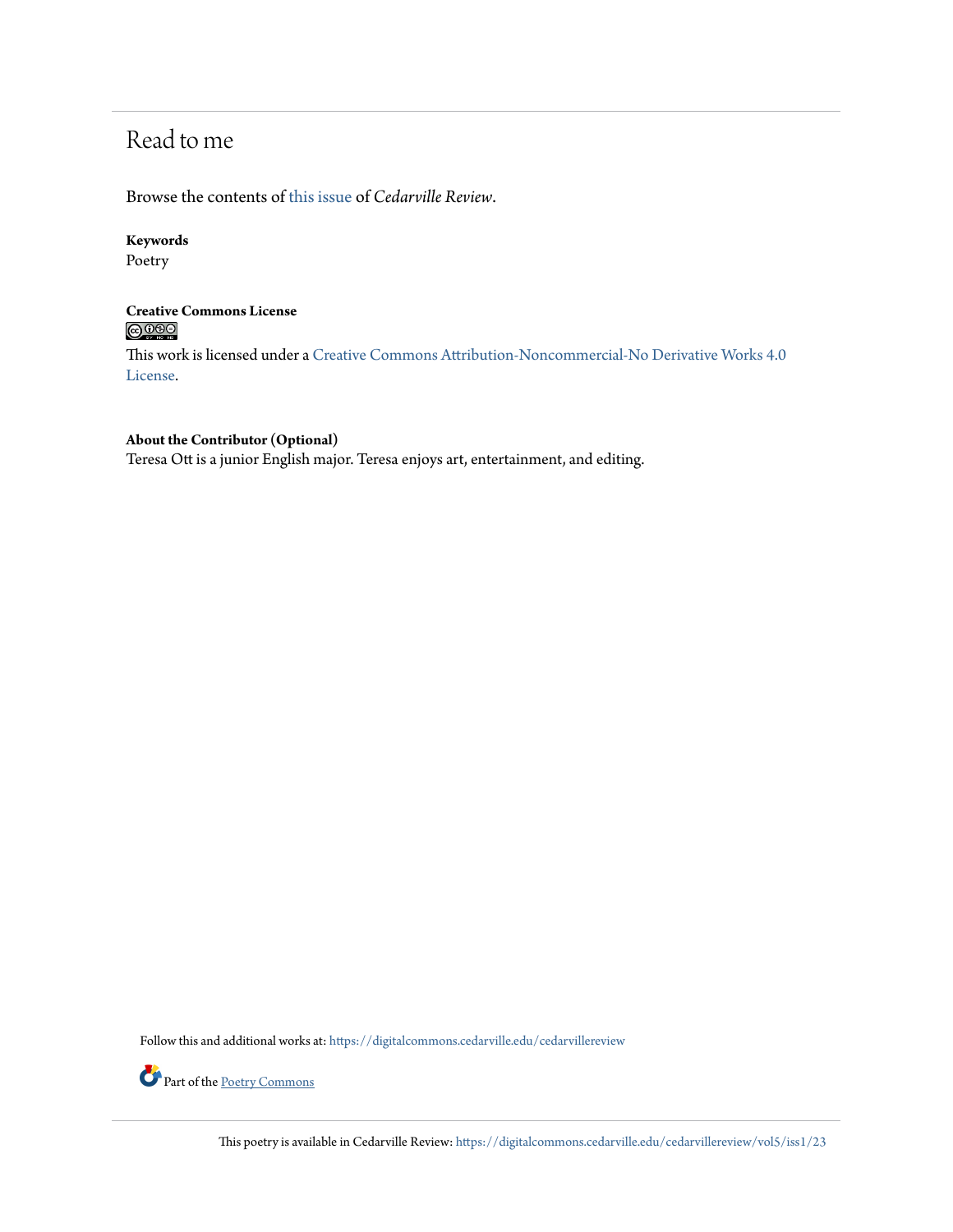# Read to me

Browse the contents of this issue of *Cedarville Review*.

**Keywords**
Poetry

**Creative Commons License**

This work is licensed under a Creative Commons Attribution-Noncommercial-No Derivative Works 4.0 License.

**About the Contributor (Optional)**
Teresa Ott is a junior English major. Teresa enjoys art, entertainment, and editing.

Follow this and additional works at: https://digitalcommons.cedarville.edu/cedarvillereview

Part of the Poetry Commons

This poetry is available in Cedarville Review: https://digitalcommons.cedarville.edu/cedarvillereview/vol5/iss1/23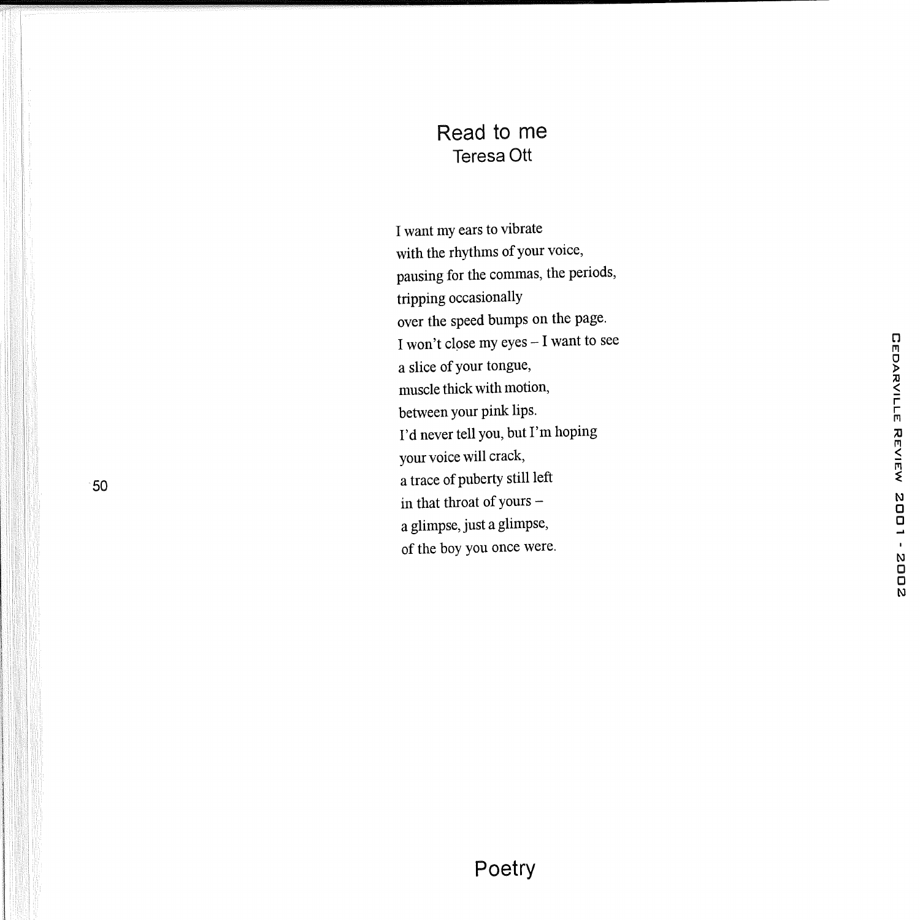# Read to me

## Teresa Ott

I want my ears to vibrate
with the rhythms of your voice,
pausing for the commas, the periods,
tripping occasionally
over the speed bumps on the page.
I won't close my eyes – I want to see
a slice of your tongue,
muscle thick with motion,
between your pink lips.
I'd never tell you, but I'm hoping
your voice will crack,
a trace of puberty still left
in that throat of yours –
a glimpse, just a glimpse,
of the boy you once were.